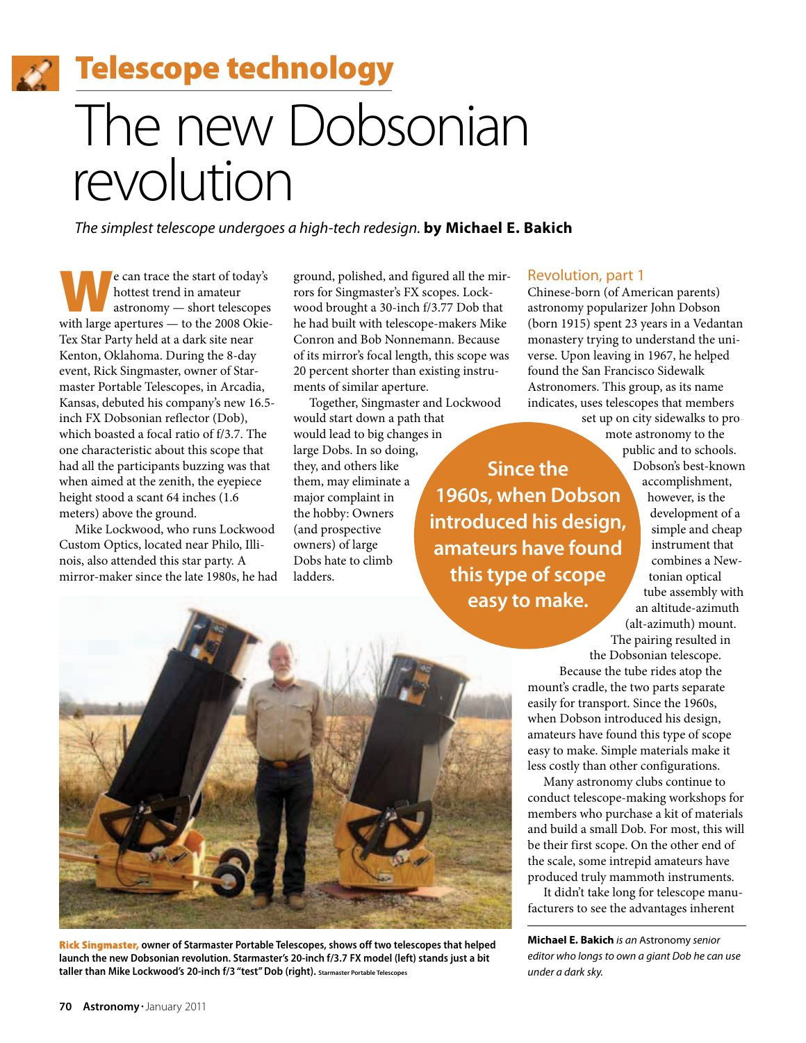# Telescope technology

# The new Dobsonian revolution

*The simplest telescope undergoes a high-tech redesign.* **by Michael E. Bakich**

We can trace the start of today's hottest trend in amateur astronomy — short telescopes with large apertures — to the 2008 Okie-Tex Star Party held at a dark site near Kenton, Oklahoma. During the 8-day event, Rick Singmaster, owner of Starmaster Portable Telescopes, in Arcadia, Kansas, debuted his company's new 16.5-inch FX Dobsonian reflector (Dob), which boasted a focal ratio of f/3.7. The one characteristic about this scope that had all the participants buzzing was that when aimed at the zenith, the eyepiece height stood a scant 64 inches (1.6 meters) above the ground.

Mike Lockwood, who runs Lockwood Custom Optics, located near Philo, Illinois, also attended this star party. A mirror-maker since the late 1980s, he had ground, polished, and figured all the mirrors for Singmaster's FX scopes. Lockwood brought a 30-inch f/3.77 Dob that he had built with telescope-makers Mike Conron and Bob Nonnemann. Because of its mirror's focal length, this scope was 20 percent shorter than existing instruments of similar aperture.

Together, Singmaster and Lockwood would start down a path that would lead to big changes in large Dobs. In so doing, they, and others like them, may eliminate a major complaint in the hobby: Owners (and prospective owners) of large Dobs hate to climb ladders.

**Since the 1960s, when Dobson introduced his design, amateurs have found this type of scope easy to make.**

**Rick Singmaster,** **owner of Starmaster Portable Telescopes, shows off two telescopes that helped launch the new Dobsonian revolution. Starmaster's 20-inch f/3.7 FX model (left) stands just a bit taller than Mike Lockwood's 20-inch f/3 "test" Dob (right).** Starmaster Portable Telescopes

## Revolution, part 1

Chinese-born (of American parents) astronomy popularizer John Dobson (born 1915) spent 23 years in a Vedantan monastery trying to understand the universe. Upon leaving in 1967, he helped found the San Francisco Sidewalk Astronomers. This group, as its name indicates, uses telescopes that members set up on city sidewalks to promote astronomy to the public and to schools. Dobson's best-known accomplishment, however, is the development of a simple and cheap instrument that combines a Newtonian optical tube assembly with an altitude-azimuth (alt-azimuth) mount. The pairing resulted in the Dobsonian telescope.

Because the tube rides atop the mount's cradle, the two parts separate easily for transport. Since the 1960s, when Dobson introduced his design, amateurs have found this type of scope easy to make. Simple materials make it less costly than other configurations.

Many astronomy clubs continue to conduct telescope-making workshops for members who purchase a kit of materials and build a small Dob. For most, this will be their first scope. On the other end of the scale, some intrepid amateurs have produced truly mammoth instruments.

It didn't take long for telescope manufacturers to see the advantages inherent

**Michael E. Bakich** *is an* Astronomy *senior editor who longs to own a giant Dob he can use under a dark sky.*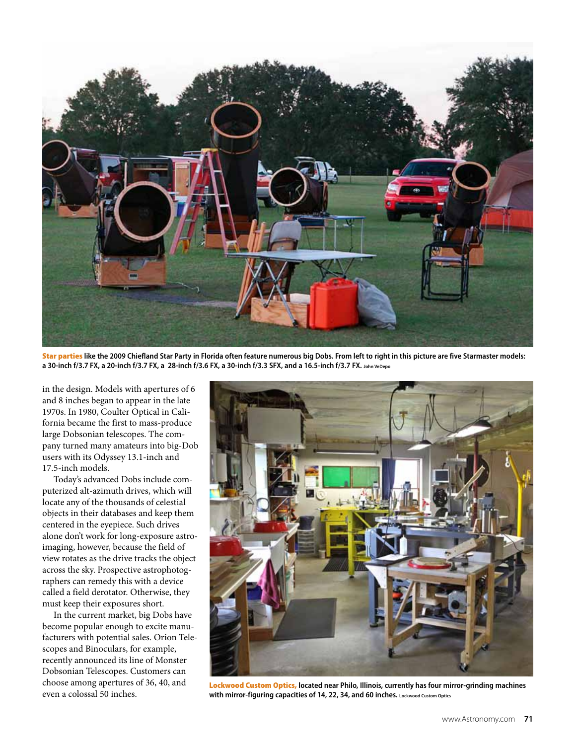**Star parties** like the 2009 Chiefland Star Party in Florida often feature numerous big Dobs. From left to right in this picture are five Starmaster models: a 30-inch f/3.7 FX, a 20-inch f/3.7 FX, a 28-inch f/3.6 FX, a 30-inch f/3.3 SFX, and a 16.5-inch f/3.7 FX. John VeDepo

in the design. Models with apertures of 6 and 8 inches began to appear in the late 1970s. In 1980, Coulter Optical in California became the first to mass-produce large Dobsonian telescopes. The company turned many amateurs into big-Dob users with its Odyssey 13.1-inch and 17.5-inch models.

Today's advanced Dobs include computerized alt-azimuth drives, which will locate any of the thousands of celestial objects in their databases and keep them centered in the eyepiece. Such drives alone don't work for long-exposure astroimaging, however, because the field of view rotates as the drive tracks the object across the sky. Prospective astrophotographers can remedy this with a device called a field derotator. Otherwise, they must keep their exposures short.

In the current market, big Dobs have become popular enough to excite manufacturers with potential sales. Orion Telescopes and Binoculars, for example, recently announced its line of Monster Dobsonian Telescopes. Customers can choose among apertures of 36, 40, and even a colossal 50 inches.

**Lockwood Custom Optics,** located near Philo, Illinois, currently has four mirror-grinding machines with mirror-figuring capacities of 14, 22, 34, and 60 inches. Lockwood Custom Optics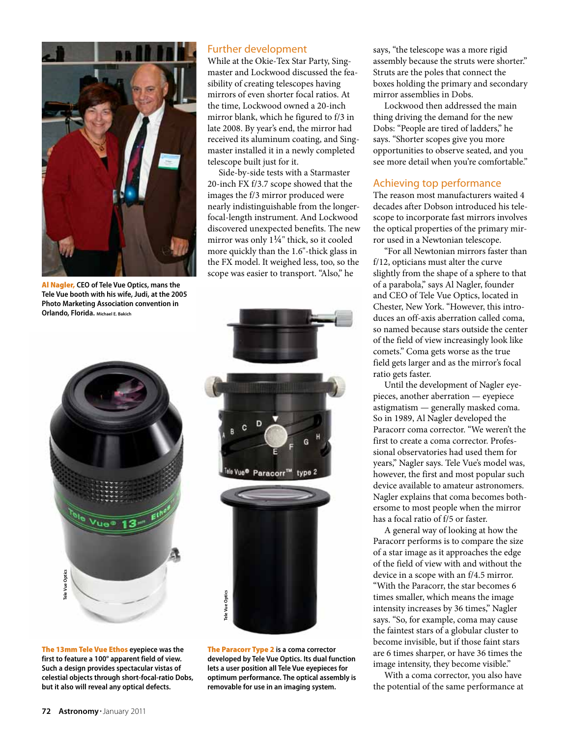**Al Nagler,** CEO of Tele Vue Optics, mans the Tele Vue booth with his wife, Judi, at the 2005 Photo Marketing Association convention in Orlando, Florida. Michael E. Bakich

## Further development

While at the Okie-Tex Star Party, Singmaster and Lockwood discussed the feasibility of creating telescopes having mirrors of even shorter focal ratios. At the time, Lockwood owned a 20-inch mirror blank, which he figured to f/3 in late 2008. By year's end, the mirror had received its aluminum coating, and Singmaster installed it in a newly completed telescope built just for it.

Side-by-side tests with a Starmaster 20-inch FX f/3.7 scope showed that the images the f/3 mirror produced were nearly indistinguishable from the longer-focal-length instrument. And Lockwood discovered unexpected benefits. The new mirror was only 1¼" thick, so it cooled more quickly than the 1.6"-thick glass in the FX model. It weighed less, too, so the scope was easier to transport. "Also," he says, "the telescope was a more rigid assembly because the struts were shorter." Struts are the poles that connect the boxes holding the primary and secondary mirror assemblies in Dobs.

Lockwood then addressed the main thing driving the demand for the new Dobs: "People are tired of ladders," he says. "Shorter scopes give you more opportunities to observe seated, and you see more detail when you're comfortable."

## Achieving top performance

The reason most manufacturers waited 4 decades after Dobson introduced his telescope to incorporate fast mirrors involves the optical properties of the primary mirror used in a Newtonian telescope.

"For all Newtonian mirrors faster than f/12, opticians must alter the curve slightly from the shape of a sphere to that of a parabola," says Al Nagler, founder and CEO of Tele Vue Optics, located in Chester, New York. "However, this introduces an off-axis aberration called coma, so named because stars outside the center of the field of view increasingly look like comets." Coma gets worse as the true field gets larger and as the mirror's focal ratio gets faster.

Until the development of Nagler eyepieces, another aberration — eyepiece astigmatism — generally masked coma. So in 1989, Al Nagler developed the Paracorr coma corrector. "We weren't the first to create a coma corrector. Professional observatories had used them for years," Nagler says. Tele Vue's model was, however, the first and most popular such device available to amateur astronomers. Nagler explains that coma becomes bothersome to most people when the mirror has a focal ratio of f/5 or faster.

A general way of looking at how the Paracorr performs is to compare the size of a star image as it approaches the edge of the field of view with and without the device in a scope with an f/4.5 mirror. "With the Paracorr, the star becomes 6 times smaller, which means the image intensity increases by 36 times," Nagler says. "So, for example, coma may cause the faintest stars of a globular cluster to become invisible, but if those faint stars are 6 times sharper, or have 36 times the image intensity, they become visible."

With a coma corrector, you also have the potential of the same performance at

**The 13mm Tele Vue Ethos** eyepiece was the first to feature a 100° apparent field of view. Such a design provides spectacular vistas of celestial objects through short-focal-ratio Dobs, but it also will reveal any optical defects. Tele Vue Optics

**The Paracorr Type 2** is a coma corrector developed by Tele Vue Optics. Its dual function lets a user position all Tele Vue eyepieces for optimum performance. The optical assembly is removable for use in an imaging system. Tele Vue Optics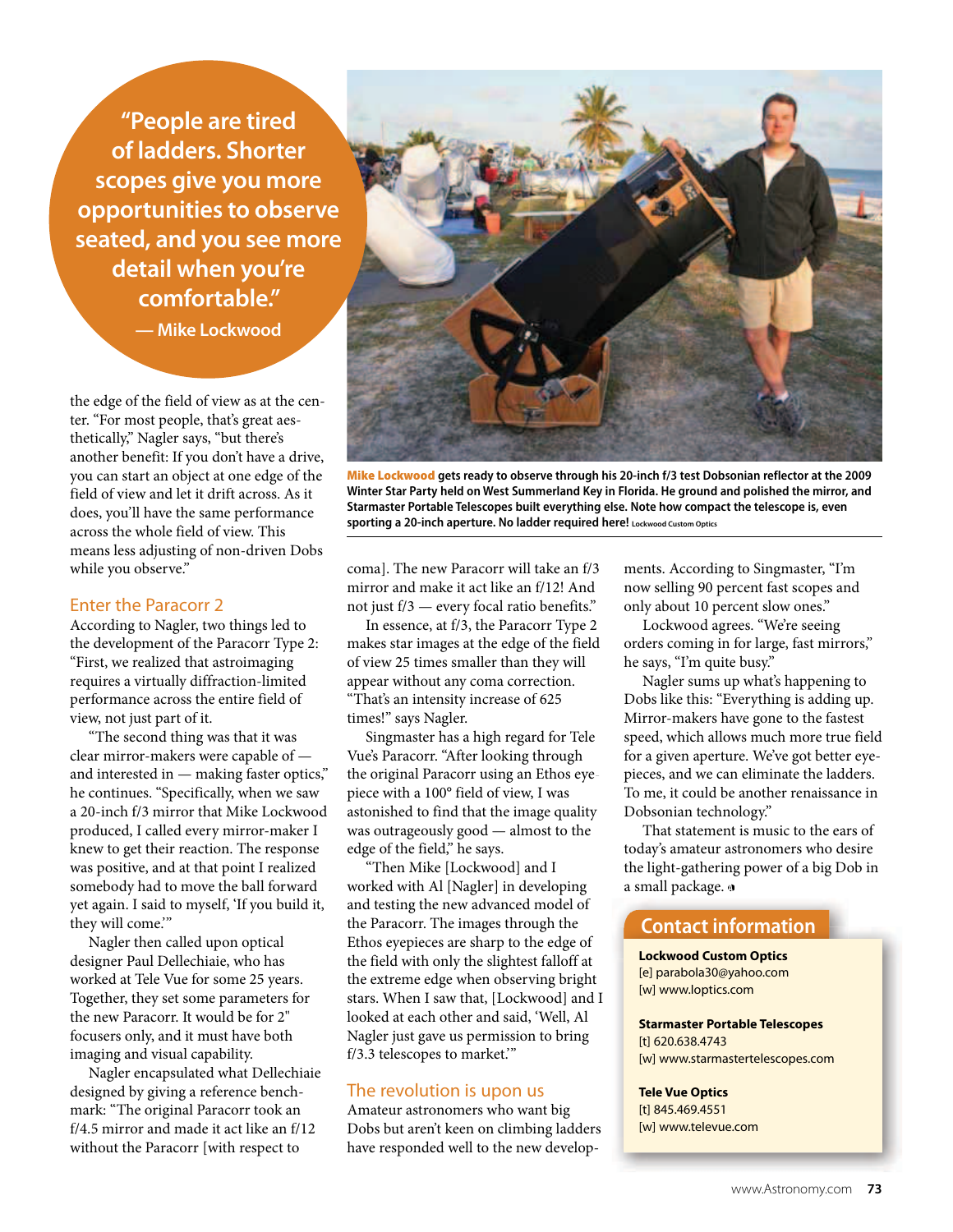> **"People are tired of ladders. Shorter scopes give you more opportunities to observe seated, and you see more detail when you're comfortable."**
> — Mike Lockwood

**Mike Lockwood** gets ready to observe through his 20-inch f/3 test Dobsonian reflector at the 2009 Winter Star Party held on West Summerland Key in Florida. He ground and polished the mirror, and Starmaster Portable Telescopes built everything else. Note how compact the telescope is, even sporting a 20-inch aperture. No ladder required here! Lockwood Custom Optics

the edge of the field of view as at the center. "For most people, that's great aesthetically," Nagler says, "but there's another benefit: If you don't have a drive, you can start an object at one edge of the field of view and let it drift across. As it does, you'll have the same performance across the whole field of view. This means less adjusting of non-driven Dobs while you observe."

## Enter the Paracorr 2

According to Nagler, two things led to the development of the Paracorr Type 2: "First, we realized that astroimaging requires a virtually diffraction-limited performance across the entire field of view, not just part of it.

"The second thing was that it was clear mirror-makers were capable of — and interested in — making faster optics," he continues. "Specifically, when we saw a 20-inch f/3 mirror that Mike Lockwood produced, I called every mirror-maker I knew to get their reaction. The response was positive, and at that point I realized somebody had to move the ball forward yet again. I said to myself, 'If you build it, they will come.'"

Nagler then called upon optical designer Paul Dellechiaie, who has worked at Tele Vue for some 25 years. Together, they set some parameters for the new Paracorr. It would be for 2" focusers only, and it must have both imaging and visual capability.

Nagler encapsulated what Dellechiaie designed by giving a reference benchmark: "The original Paracorr took an f/4.5 mirror and made it act like an f/12 without the Paracorr [with respect to coma]. The new Paracorr will take an f/3 mirror and make it act like an f/12! And not just f/3 — every focal ratio benefits."

In essence, at f/3, the Paracorr Type 2 makes star images at the edge of the field of view 25 times smaller than they will appear without any coma correction. "That's an intensity increase of 625 times!" says Nagler.

Singmaster has a high regard for Tele Vue's Paracorr. "After looking through the original Paracorr using an Ethos eyepiece with a 100° field of view, I was astonished to find that the image quality was outrageously good — almost to the edge of the field," he says.

"Then Mike [Lockwood] and I worked with Al [Nagler] in developing and testing the new advanced model of the Paracorr. The images through the Ethos eyepieces are sharp to the edge of the field with only the slightest falloff at the extreme edge when observing bright stars. When I saw that, [Lockwood] and I looked at each other and said, 'Well, Al Nagler just gave us permission to bring f/3.3 telescopes to market.'"

## The revolution is upon us

Amateur astronomers who want big Dobs but aren't keen on climbing ladders have responded well to the new developments. According to Singmaster, "I'm now selling 90 percent fast scopes and only about 10 percent slow ones."

Lockwood agrees. "We're seeing orders coming in for large, fast mirrors," he says, "I'm quite busy."

Nagler sums up what's happening to Dobs like this: "Everything is adding up. Mirror-makers have gone to the fastest speed, which allows much more true field for a given aperture. We've got better eyepieces, and we can eliminate the ladders. To me, it could be another renaissance in Dobsonian technology."

That statement is music to the ears of today's amateur astronomers who desire the light-gathering power of a big Dob in a small package.

## Contact information

**Lockwood Custom Optics**
[e] parabola30@yahoo.com
[w] www.loptics.com

**Starmaster Portable Telescopes**
[t] 620.638.4743
[w] www.starmastertelescopes.com

**Tele Vue Optics**
[t] 845.469.4551
[w] www.televue.com